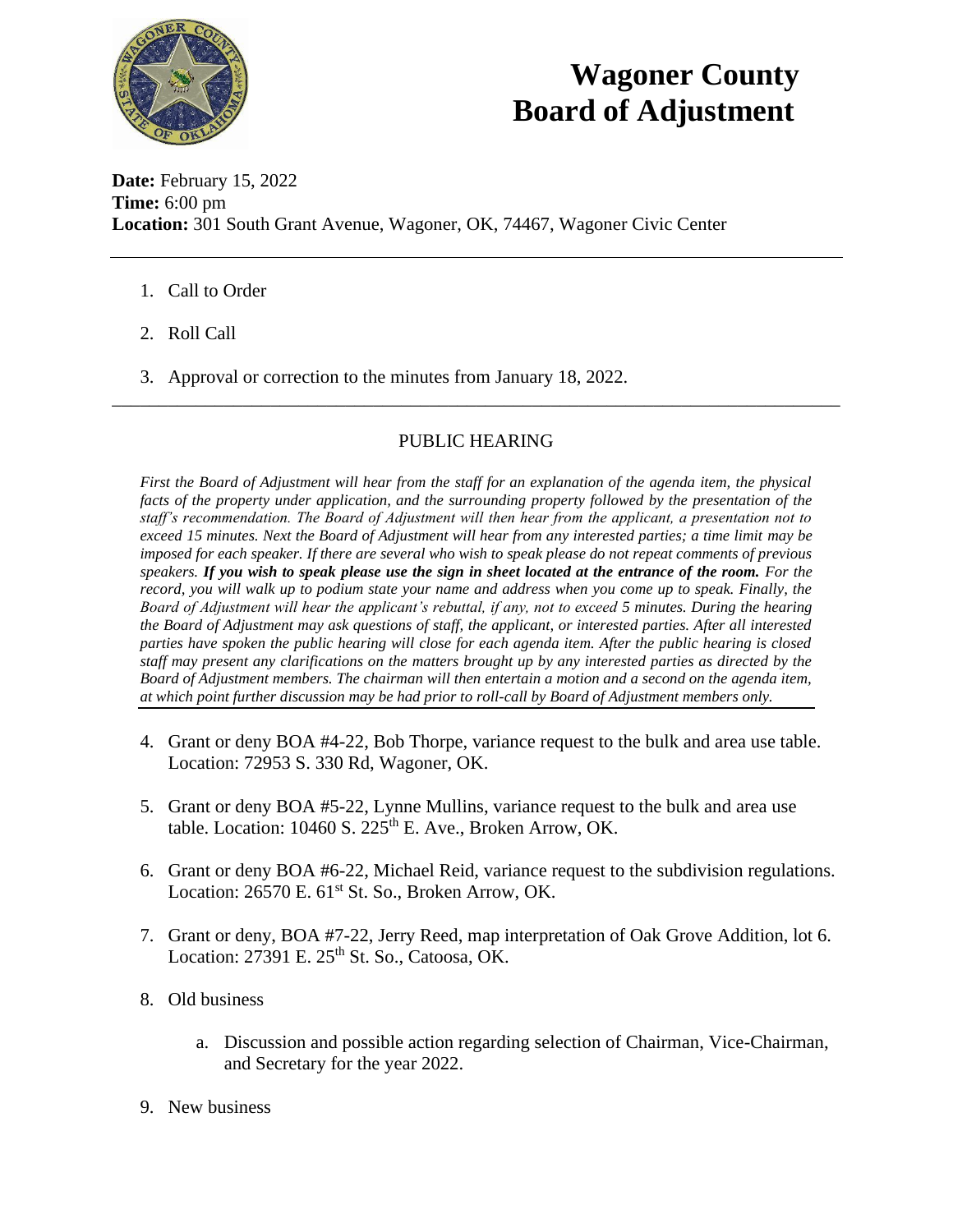# Wagoner County Board of Adjustment

**Date:** February 15, 2022
**Time:** 6:00 pm
**Location:** 301 South Grant Avenue, Wagoner, OK, 74467, Wagoner Civic Center

---

1. Call to Order

2. Roll Call

3. Approval or correction to the minutes from January 18, 2022.

---

## PUBLIC HEARING

*First the Board of Adjustment will hear from the staff for an explanation of the agenda item, the physical facts of the property under application, and the surrounding property followed by the presentation of the staff's recommendation. The Board of Adjustment will then hear from the applicant, a presentation not to exceed 15 minutes. Next the Board of Adjustment will hear from any interested parties; a time limit may be imposed for each speaker. If there are several who wish to speak please do not repeat comments of previous speakers.* ***If you wish to speak please use the sign in sheet located at the entrance of the room.*** *For the record, you will walk up to podium state your name and address when you come up to speak. Finally, the Board of Adjustment will hear the applicant's rebuttal, if any, not to exceed 5 minutes. During the hearing the Board of Adjustment may ask questions of staff, the applicant, or interested parties. After all interested parties have spoken the public hearing will close for each agenda item. After the public hearing is closed staff may present any clarifications on the matters brought up by any interested parties as directed by the Board of Adjustment members. The chairman will then entertain a motion and a second on the agenda item, at which point further discussion may be had prior to roll-call by Board of Adjustment members only.*

---

4. Grant or deny BOA #4-22, Bob Thorpe, variance request to the bulk and area use table. Location: 72953 S. 330 Rd, Wagoner, OK.

5. Grant or deny BOA #5-22, Lynne Mullins, variance request to the bulk and area use table. Location: 10460 S. 225th E. Ave., Broken Arrow, OK.

6. Grant or deny BOA #6-22, Michael Reid, variance request to the subdivision regulations. Location: 26570 E. 61st St. So., Broken Arrow, OK.

7. Grant or deny, BOA #7-22, Jerry Reed, map interpretation of Oak Grove Addition, lot 6. Location: 27391 E. 25th St. So., Catoosa, OK.

8. Old business

   a. Discussion and possible action regarding selection of Chairman, Vice-Chairman, and Secretary for the year 2022.

9. New business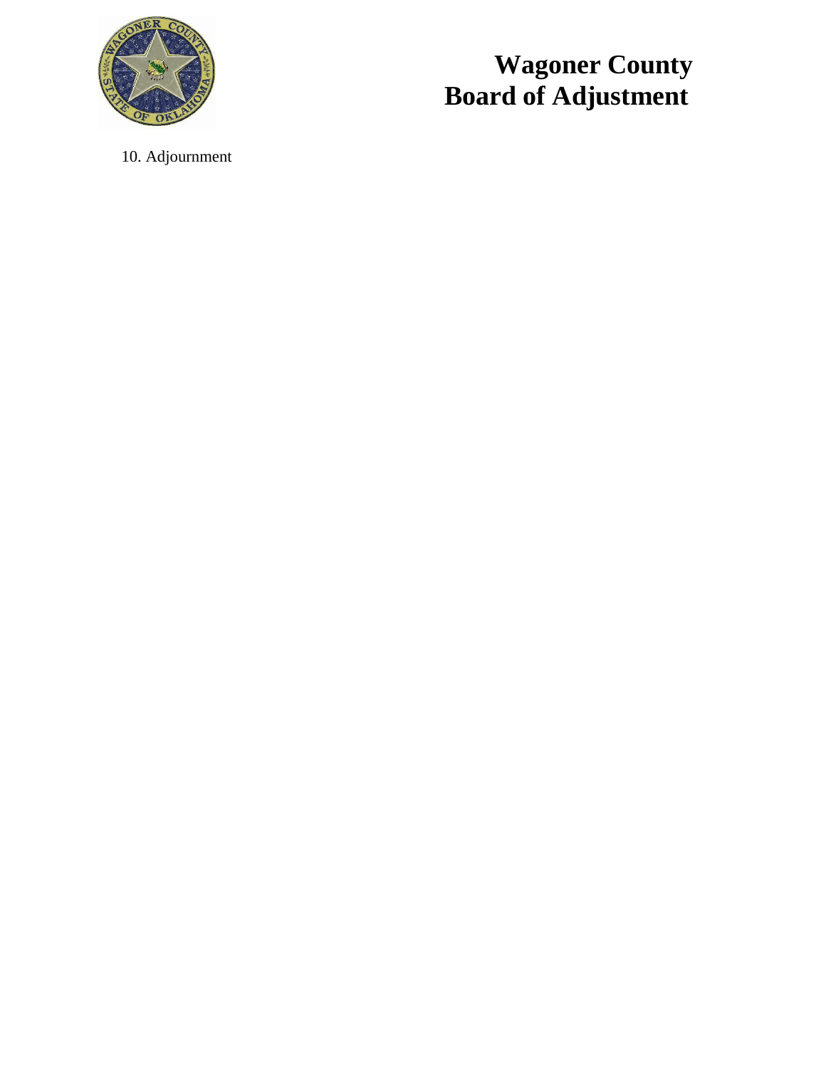10. Adjournment